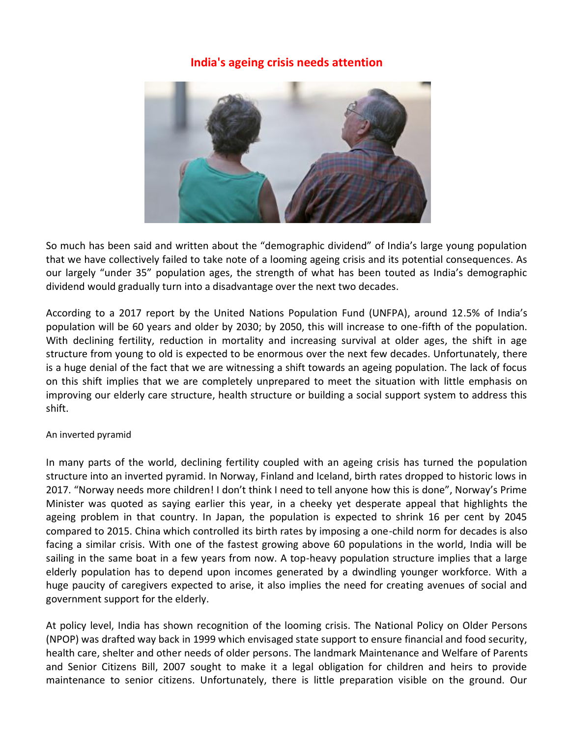# India's ageing crisis needs attention

So much has been said and written about the "demographic dividend" of India's large young population that we have collectively failed to take note of a looming ageing crisis and its potential consequences. As our largely "under 35" population ages, the strength of what has been touted as India's demographic dividend would gradually turn into a disadvantage over the next two decades.

According to a 2017 report by the United Nations Population Fund (UNFPA), around 12.5% of India's population will be 60 years and older by 2030; by 2050, this will increase to one-fifth of the population. With declining fertility, reduction in mortality and increasing survival at older ages, the shift in age structure from young to old is expected to be enormous over the next few decades. Unfortunately, there is a huge denial of the fact that we are witnessing a shift towards an ageing population. The lack of focus on this shift implies that we are completely unprepared to meet the situation with little emphasis on improving our elderly care structure, health structure or building a social support system to address this shift.

## An inverted pyramid

In many parts of the world, declining fertility coupled with an ageing crisis has turned the population structure into an inverted pyramid. In Norway, Finland and Iceland, birth rates dropped to historic lows in 2017. "Norway needs more children! I don't think I need to tell anyone how this is done", Norway's Prime Minister was quoted as saying earlier this year, in a cheeky yet desperate appeal that highlights the ageing problem in that country. In Japan, the population is expected to shrink 16 per cent by 2045 compared to 2015. China which controlled its birth rates by imposing a one-child norm for decades is also facing a similar crisis. With one of the fastest growing above 60 populations in the world, India will be sailing in the same boat in a few years from now. A top-heavy population structure implies that a large elderly population has to depend upon incomes generated by a dwindling younger workforce. With a huge paucity of caregivers expected to arise, it also implies the need for creating avenues of social and government support for the elderly.

At policy level, India has shown recognition of the looming crisis. The National Policy on Older Persons (NPOP) was drafted way back in 1999 which envisaged state support to ensure financial and food security, health care, shelter and other needs of older persons. The landmark Maintenance and Welfare of Parents and Senior Citizens Bill, 2007 sought to make it a legal obligation for children and heirs to provide maintenance to senior citizens. Unfortunately, there is little preparation visible on the ground. Our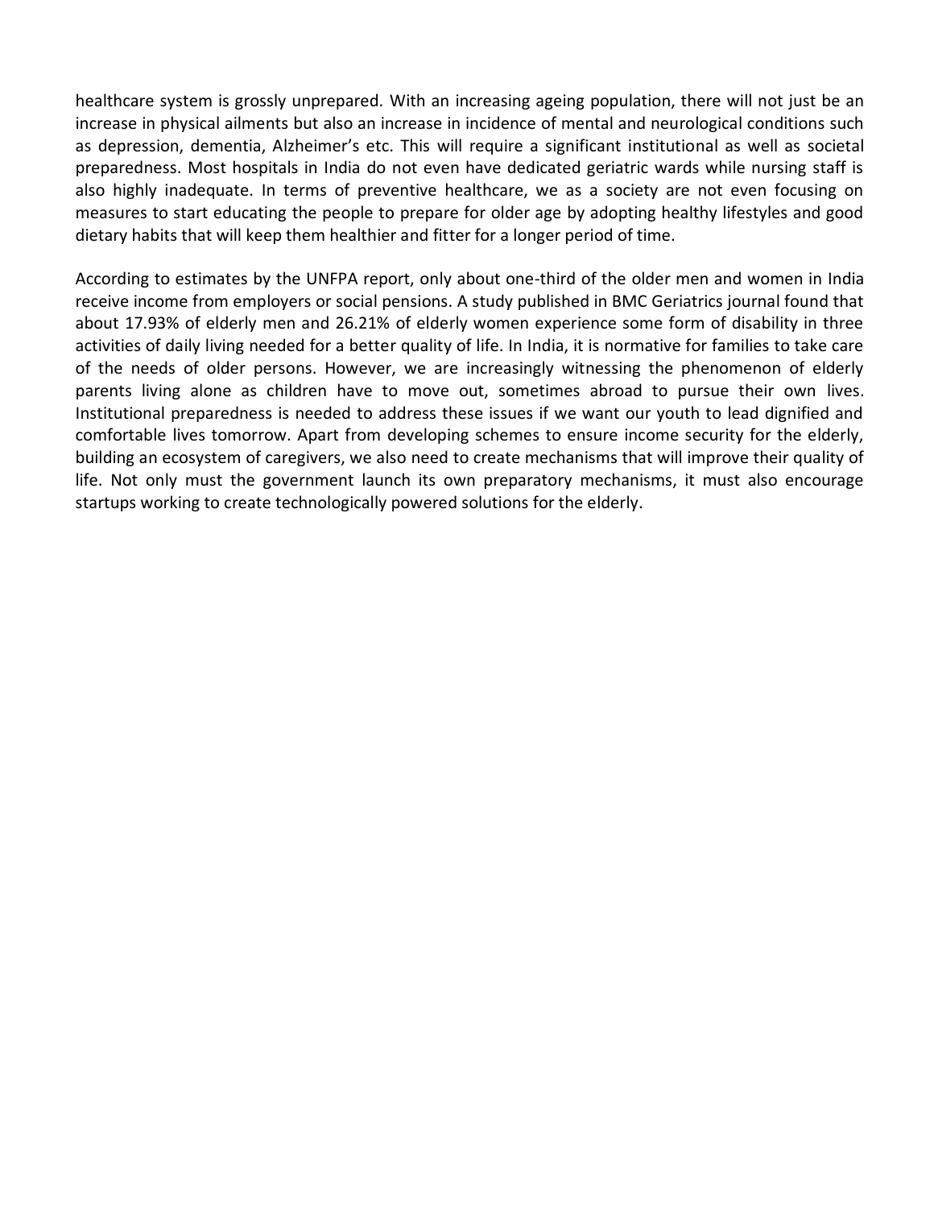healthcare system is grossly unprepared. With an increasing ageing population, there will not just be an increase in physical ailments but also an increase in incidence of mental and neurological conditions such as depression, dementia, Alzheimer's etc. This will require a significant institutional as well as societal preparedness. Most hospitals in India do not even have dedicated geriatric wards while nursing staff is also highly inadequate. In terms of preventive healthcare, we as a society are not even focusing on measures to start educating the people to prepare for older age by adopting healthy lifestyles and good dietary habits that will keep them healthier and fitter for a longer period of time.

According to estimates by the UNFPA report, only about one-third of the older men and women in India receive income from employers or social pensions. A study published in BMC Geriatrics journal found that about 17.93% of elderly men and 26.21% of elderly women experience some form of disability in three activities of daily living needed for a better quality of life. In India, it is normative for families to take care of the needs of older persons. However, we are increasingly witnessing the phenomenon of elderly parents living alone as children have to move out, sometimes abroad to pursue their own lives. Institutional preparedness is needed to address these issues if we want our youth to lead dignified and comfortable lives tomorrow. Apart from developing schemes to ensure income security for the elderly, building an ecosystem of caregivers, we also need to create mechanisms that will improve their quality of life. Not only must the government launch its own preparatory mechanisms, it must also encourage startups working to create technologically powered solutions for the elderly.